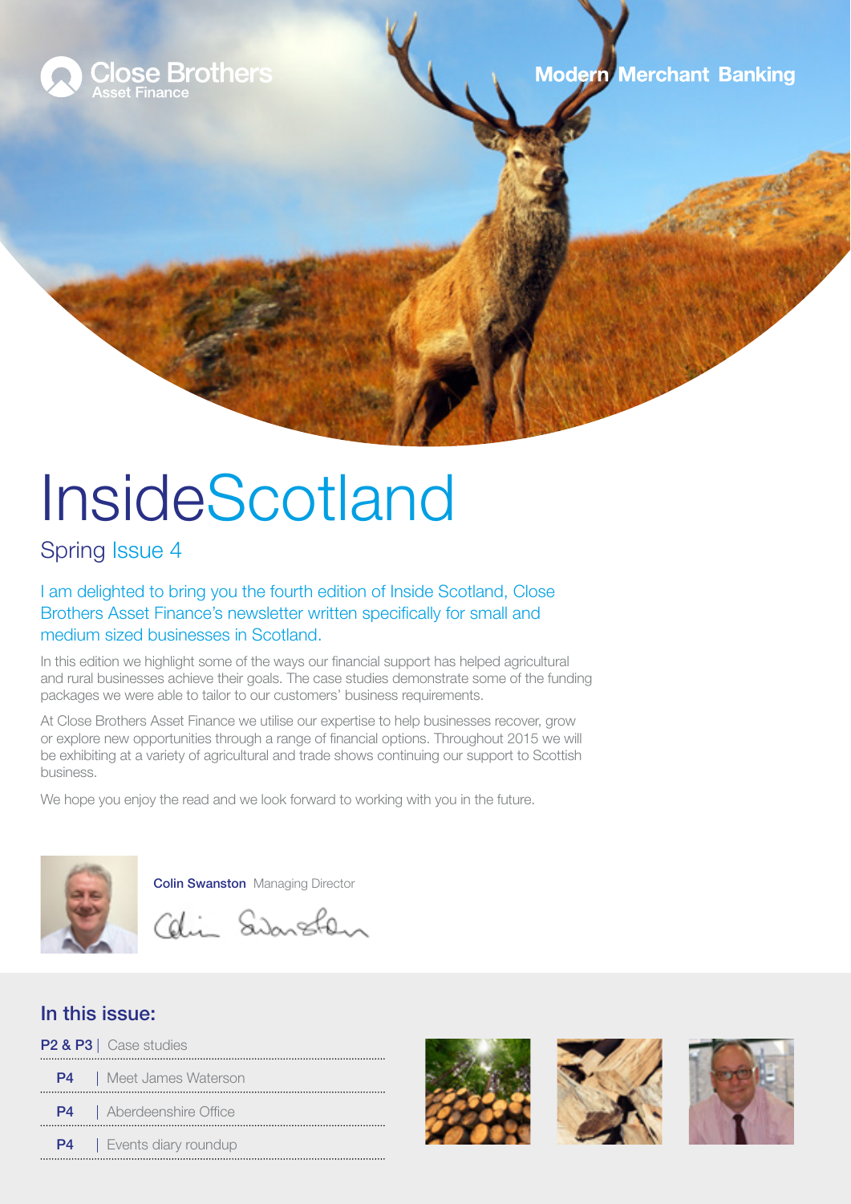Close Brothers
Asset Finance

Modern Merchant Banking

# InsideScotland

## Spring Issue 4

I am delighted to bring you the fourth edition of Inside Scotland, Close Brothers Asset Finance's newsletter written specifically for small and medium sized businesses in Scotland.

In this edition we highlight some of the ways our financial support has helped agricultural and rural businesses achieve their goals. The case studies demonstrate some of the funding packages we were able to tailor to our customers' business requirements.

At Close Brothers Asset Finance we utilise our expertise to help businesses recover, grow or explore new opportunities through a range of financial options. Throughout 2015 we will be exhibiting at a variety of agricultural and trade shows continuing our support to Scottish business.

We hope you enjoy the read and we look forward to working with you in the future.

**Colin Swanston** Managing Director

## In this issue:

| | |
|---|---|
| **P2 & P3** | Case studies |
| **P4** | Meet James Waterson |
| **P4** | Aberdeenshire Office |
| **P4** | Events diary roundup |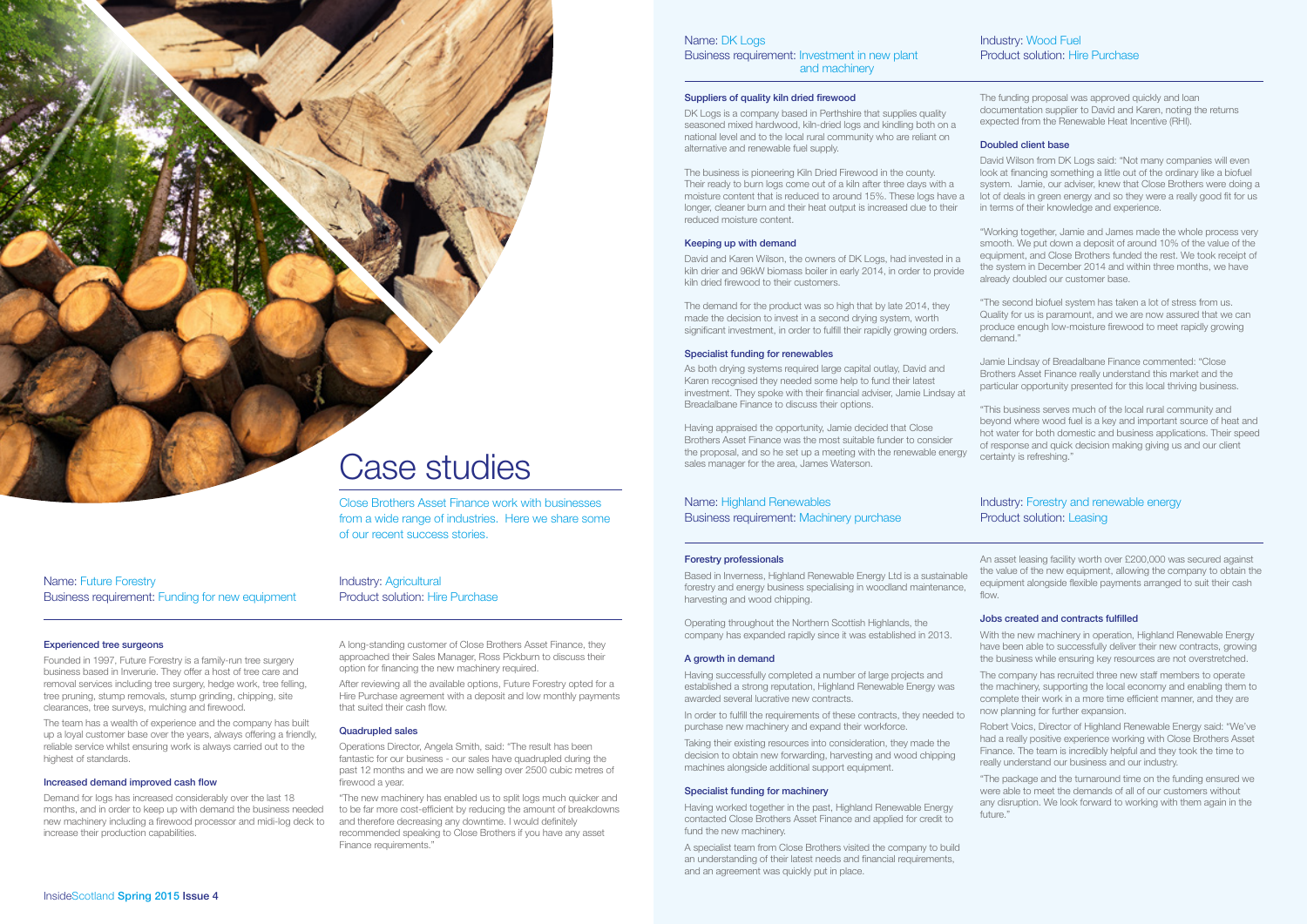# Case studies

Close Brothers Asset Finance work with businesses from a wide range of industries. Here we share some of our recent success stories.

Name: Future Forestry
Business requirement: Funding for new equipment

Industry: Agricultural
Product solution: Hire Purchase

### Experienced tree surgeons

Founded in 1997, Future Forestry is a family-run tree surgery business based in Inverurie. They offer a host of tree care and removal services including tree surgery, hedge work, tree felling, tree pruning, stump removals, stump grinding, chipping, site clearances, tree surveys, mulching and firewood.

The team has a wealth of experience and the company has built up a loyal customer base over the years, always offering a friendly, reliable service whilst ensuring work is always carried out to the highest of standards.

### Increased demand improved cash flow

Demand for logs has increased considerably over the last 18 months, and in order to keep up with demand the business needed new machinery including a firewood processor and midi-log deck to increase their production capabilities.

A long-standing customer of Close Brothers Asset Finance, they approached their Sales Manager, Ross Pickburn to discuss their option for financing the new machinery required.

After reviewing all the available options, Future Forestry opted for a Hire Purchase agreement with a deposit and low monthly payments that suited their cash flow.

### Quadrupled sales

Operations Director, Angela Smith, said: "The result has been fantastic for our business - our sales have quadrupled during the past 12 months and we are now selling over 2500 cubic metres of firewood a year.

"The new machinery has enabled us to split logs much quicker and to be far more cost-efficient by reducing the amount of breakdowns and therefore decreasing any downtime. I would definitely recommended speaking to Close Brothers if you have any asset Finance requirements."

Name: DK Logs
Business requirement: Investment in new plant and machinery

Industry: Wood Fuel
Product solution: Hire Purchase

### Suppliers of quality kiln dried firewood

DK Logs is a company based in Perthshire that supplies quality seasoned mixed hardwood, kiln-dried logs and kindling both on a national level and to the local rural community who are reliant on alternative and renewable fuel supply.

The business is pioneering Kiln Dried Firewood in the county. Their ready to burn logs come out of a kiln after three days with a moisture content that is reduced to around 15%. These logs have a longer, cleaner burn and their heat output is increased due to their reduced moisture content.

### Keeping up with demand

David and Karen Wilson, the owners of DK Logs, had invested in a kiln drier and 96kW biomass boiler in early 2014, in order to provide kiln dried firewood to their customers.

The demand for the product was so high that by late 2014, they made the decision to invest in a second drying system, worth significant investment, in order to fulfill their rapidly growing orders.

### Specialist funding for renewables

As both drying systems required large capital outlay, David and Karen recognised they needed some help to fund their latest investment. They spoke with their financial adviser, Jamie Lindsay at Breadalbane Finance to discuss their options.

Having appraised the opportunity, Jamie decided that Close Brothers Asset Finance was the most suitable funder to consider the proposal, and so he set up a meeting with the renewable energy sales manager for the area, James Waterson.

The funding proposal was approved quickly and loan documentation supplier to David and Karen, noting the returns expected from the Renewable Heat Incentive (RHI).

### Doubled client base

David Wilson from DK Logs said: "Not many companies will even look at financing something a little out of the ordinary like a biofuel system. Jamie, our adviser, knew that Close Brothers were doing a lot of deals in green energy and so they were a really good fit for us in terms of their knowledge and experience.

"Working together, Jamie and James made the whole process very smooth. We put down a deposit of around 10% of the value of the equipment, and Close Brothers funded the rest. We took receipt of the system in December 2014 and within three months, we have already doubled our customer base.

"The second biofuel system has taken a lot of stress from us. Quality for us is paramount, and we are now assured that we can produce enough low-moisture firewood to meet rapidly growing demand."

Jamie Lindsay of Breadalbane Finance commented: "Close Brothers Asset Finance really understand this market and the particular opportunity presented for this local thriving business.

"This business serves much of the local rural community and beyond where wood fuel is a key and important source of heat and hot water for both domestic and business applications. Their speed of response and quick decision making giving us and our client certainty is refreshing."

Name: Highland Renewables
Business requirement: Machinery purchase

Industry: Forestry and renewable energy
Product solution: Leasing

### Forestry professionals

Based in Inverness, Highland Renewable Energy Ltd is a sustainable forestry and energy business specialising in woodland maintenance, harvesting and wood chipping.

Operating throughout the Northern Scottish Highlands, the company has expanded rapidly since it was established in 2013.

### A growth in demand

Having successfully completed a number of large projects and established a strong reputation, Highland Renewable Energy was awarded several lucrative new contracts.

In order to fulfill the requirements of these contracts, they needed to purchase new machinery and expand their workforce.

Taking their existing resources into consideration, they made the decision to obtain new forwarding, harvesting and wood chipping machines alongside additional support equipment.

### Specialist funding for machinery

Having worked together in the past, Highland Renewable Energy contacted Close Brothers Asset Finance and applied for credit to fund the new machinery.

A specialist team from Close Brothers visited the company to build an understanding of their latest needs and financial requirements, and an agreement was quickly put in place.

An asset leasing facility worth over £200,000 was secured against the value of the new equipment, allowing the company to obtain the equipment alongside flexible payments arranged to suit their cash flow.

### Jobs created and contracts fulfilled

With the new machinery in operation, Highland Renewable Energy have been able to successfully deliver their new contracts, growing the business while ensuring key resources are not overstretched.

The company has recruited three new staff members to operate the machinery, supporting the local economy and enabling them to complete their work in a more time efficient manner, and they are now planning for further expansion.

Robert Voics, Director of Highland Renewable Energy said: "We've had a really positive experience working with Close Brothers Asset Finance. The team is incredibly helpful and they took the time to really understand our business and our industry.

"The package and the turnaround time on the funding ensured we were able to meet the demands of all of our customers without any disruption. We look forward to working with them again in the future."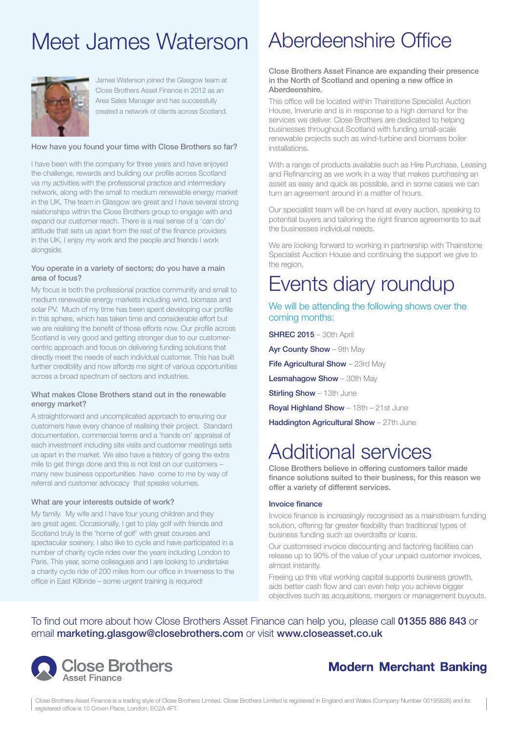# Meet James Waterson

James Waterson joined the Glasgow team at Close Brothers Asset Finance in 2012 as an Area Sales Manager and has successfully created a network of clients across Scotland.

### How have you found your time with Close Brothers so far?

I have been with the company for three years and have enjoyed the challenge, rewards and building our profile across Scotland via my activities with the professional practice and intermediary network, along with the small to medium renewable energy market in the UK. The team in Glasgow are great and I have several strong relationships within the Close Brothers group to engage with and expand our customer reach. There is a real sense of a 'can do' attitude that sets us apart from the rest of the finance providers in the UK. I enjoy my work and the people and friends I work alongside.

### You operate in a variety of sectors; do you have a main area of focus?

My focus is both the professional practice community and small to medium renewable energy markets including wind, biomass and solar PV. Much of my time has been spent developing our profile in this sphere, which has taken time and considerable effort but we are realising the benefit of those efforts now. Our profile across Scotland is very good and getting stronger due to our customer-centric approach and focus on delivering funding solutions that directly meet the needs of each individual customer. This has built further credibility and now affords me sight of various opportunities across a broad spectrum of sectors and industries.

### What makes Close Brothers stand out in the renewable energy market?

A straightforward and uncomplicated approach to ensuring our customers have every chance of realising their project. Standard documentation, commercial terms and a 'hands on' appraisal of each investment including site visits and customer meetings sets us apart in the market. We also have a history of going the extra mile to get things done and this is not lost on our customers – many new business opportunities have come to me by way of referral and customer advocacy that speaks volumes.

### What are your interests outside of work?

My family. My wife and I have four young children and they are great ages. Occasionally, I get to play golf with friends and Scotland truly is the 'home of golf' with great courses and spectacular scenery. I also like to cycle and have participated in a number of charity cycle rides over the years including London to Paris. This year, some colleagues and I are looking to undertake a charity cycle ride of 200 miles from our office in Inverness to the office in East Kilbride – some urgent training is required!

# Aberdeenshire Office

**Close Brothers Asset Finance are expanding their presence in the North of Scotland and opening a new office in Aberdeenshire.**

This office will be located within Thainstone Specialist Auction House, Inverurie and is in response to a high demand for the services we deliver. Close Brothers are dedicated to helping businesses throughout Scotland with funding small-scale renewable projects such as wind-turbine and biomass boiler installations.

With a range of products available such as Hire Purchase, Leasing and Refinancing as we work in a way that makes purchasing an asset as easy and quick as possible, and in some cases we can turn an agreement around in a matter of hours.

Our specialist team will be on hand at every auction, speaking to potential buyers and tailoring the right finance agreements to suit the businesses individual needs.

We are looking forward to working in partnership with Thainstone Specialist Auction House and continuing the support we give to the region.

# Events diary roundup

We will be attending the following shows over the coming months:

**SHREC 2015** – 30th April

**Ayr County Show** – 9th May

**Fife Agricultural Show** – 23rd May

**Lesmahagow Show** – 30th May

**Stirling Show** – 13th June

**Royal Highland Show** – 18th – 21st June

**Haddington Agricultural Show** – 27th June

# Additional services

**Close Brothers believe in offering customers tailor made finance solutions suited to their business, for this reason we offer a variety of different services.**

### Invoice finance

Invoice finance is increasingly recognised as a mainstream funding solution, offering far greater flexibility than traditional types of business funding such as overdrafts or loans.

Our customised invoice discounting and factoring facilities can release up to 90% of the value of your unpaid customer invoices, almost instantly.

Freeing up this vital working capital supports business growth, aids better cash flow and can even help you achieve bigger objectives such as acquisitions, mergers or management buyouts.

To find out more about how Close Brothers Asset Finance can help you, please call **01355 886 843** or email **marketing.glasgow@closebrothers.com** or visit **www.closeasset.co.uk**

Close Brothers Asset Finance

**Modern Merchant Banking**

Close Brothers Asset Finance is a trading style of Close Brothers Limited. Close Brothers Limited is registered in England and Wales (Company Number 00195626) and its registered office is 10 Crown Place, London, EC2A 4FT.